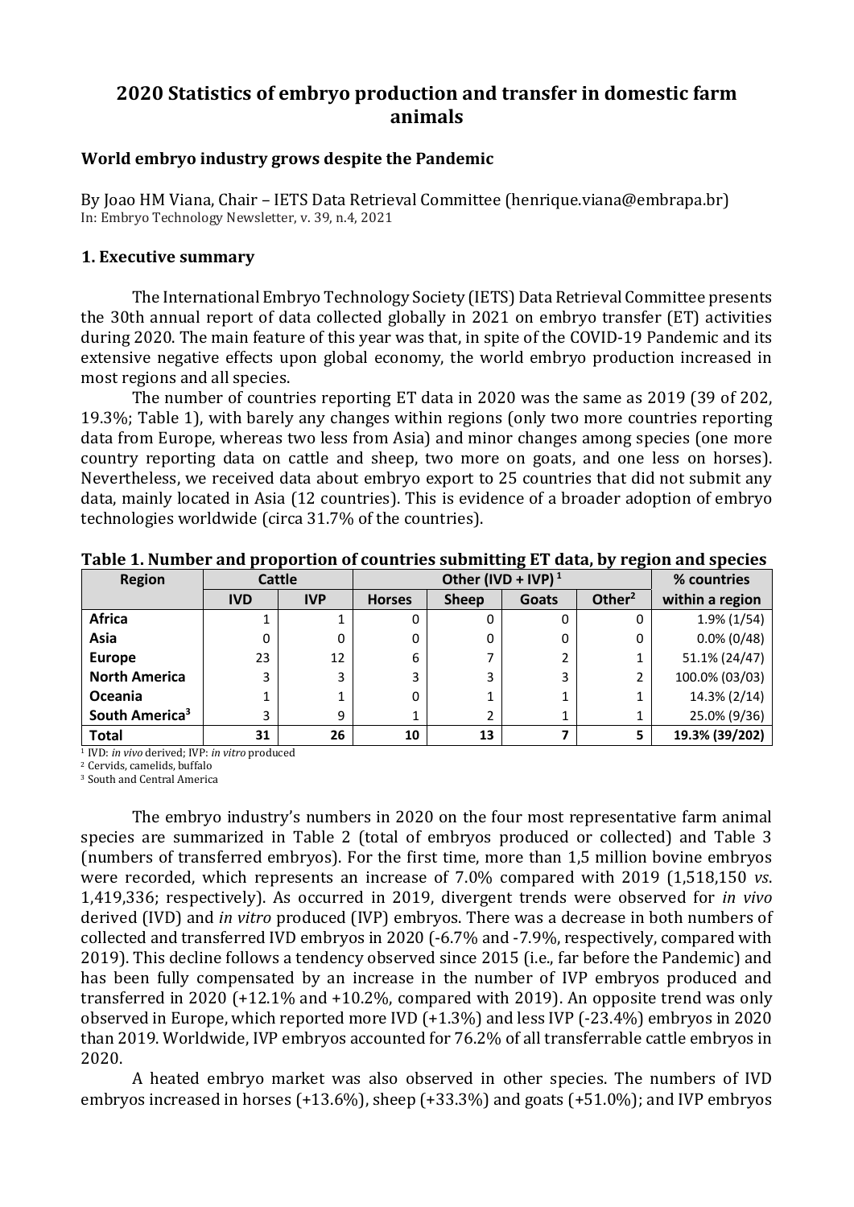# 2020 Statistics of embryo production and transfer in domestic farm animals

## World embryo industry grows despite the Pandemic

By Joao HM Viana, Chair – IETS Data Retrieval Committee (henrique.viana@embrapa.br)
In: Embryo Technology Newsletter, v. 39, n.4, 2021

### 1. Executive summary

The International Embryo Technology Society (IETS) Data Retrieval Committee presents the 30th annual report of data collected globally in 2021 on embryo transfer (ET) activities during 2020. The main feature of this year was that, in spite of the COVID-19 Pandemic and its extensive negative effects upon global economy, the world embryo production increased in most regions and all species.

The number of countries reporting ET data in 2020 was the same as 2019 (39 of 202, 19.3%; Table 1), with barely any changes within regions (only two more countries reporting data from Europe, whereas two less from Asia) and minor changes among species (one more country reporting data on cattle and sheep, two more on goats, and one less on horses). Nevertheless, we received data about embryo export to 25 countries that did not submit any data, mainly located in Asia (12 countries). This is evidence of a broader adoption of embryo technologies worldwide (circa 31.7% of the countries).

**Table 1. Number and proportion of countries submitting ET data, by region and species**

| Region | Cattle | | Other (IVD + IVP)[1] | | | | % countries |
|---|---|---|---|---|---|---|---|
| | IVD | IVP | Horses | Sheep | Goats | Other[2] | within a region |
| **Africa** | 1 | 1 | 0 | 0 | 0 | 0 | 1.9% (1/54) |
| **Asia** | 0 | 0 | 0 | 0 | 0 | 0 | 0.0% (0/48) |
| **Europe** | 23 | 12 | 6 | 7 | 2 | 1 | 51.1% (24/47) |
| **North America** | 3 | 3 | 3 | 3 | 3 | 2 | 100.0% (03/03) |
| **Oceania** | 1 | 1 | 0 | 1 | 1 | 1 | 14.3% (2/14) |
| **South America[3]** | 3 | 9 | 1 | 2 | 1 | 1 | 25.0% (9/36) |
| **Total** | **31** | **26** | **10** | **13** | **7** | **5** | **19.3% (39/202)** |

[1] IVD: *in vivo* derived; IVP: *in vitro* produced
[2] Cervids, camelids, buffalo
[3] South and Central America

The embryo industry's numbers in 2020 on the four most representative farm animal species are summarized in Table 2 (total of embryos produced or collected) and Table 3 (numbers of transferred embryos). For the first time, more than 1,5 million bovine embryos were recorded, which represents an increase of 7.0% compared with 2019 (1,518,150 *vs*. 1,419,336; respectively). As occurred in 2019, divergent trends were observed for *in vivo* derived (IVD) and *in vitro* produced (IVP) embryos. There was a decrease in both numbers of collected and transferred IVD embryos in 2020 (-6.7% and -7.9%, respectively, compared with 2019). This decline follows a tendency observed since 2015 (i.e., far before the Pandemic) and has been fully compensated by an increase in the number of IVP embryos produced and transferred in 2020 (+12.1% and +10.2%, compared with 2019). An opposite trend was only observed in Europe, which reported more IVD (+1.3%) and less IVP (-23.4%) embryos in 2020 than 2019. Worldwide, IVP embryos accounted for 76.2% of all transferrable cattle embryos in 2020.

A heated embryo market was also observed in other species. The numbers of IVD embryos increased in horses (+13.6%), sheep (+33.3%) and goats (+51.0%); and IVP embryos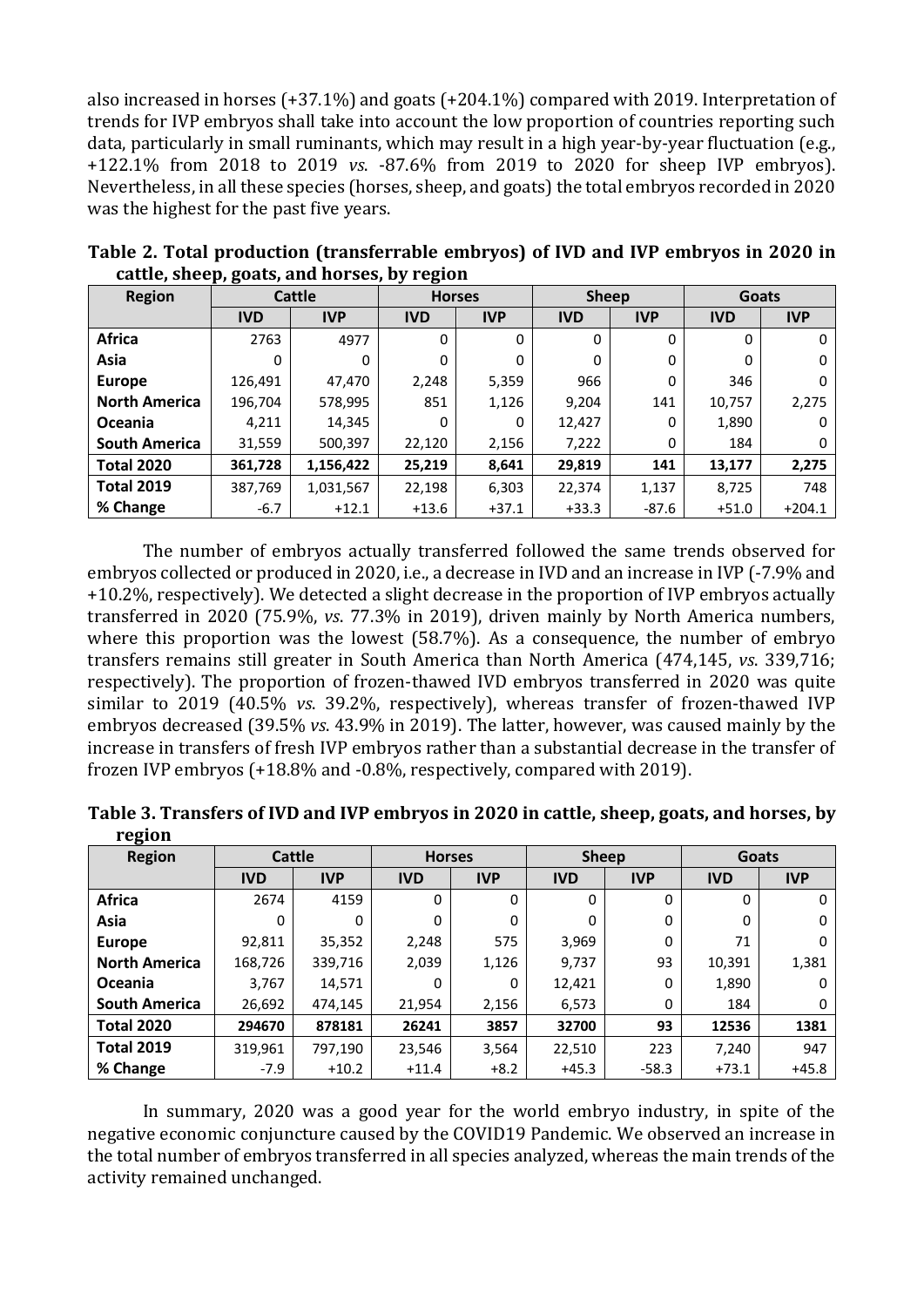also increased in horses (+37.1%) and goats (+204.1%) compared with 2019. Interpretation of trends for IVP embryos shall take into account the low proportion of countries reporting such data, particularly in small ruminants, which may result in a high year-by-year fluctuation (e.g., +122.1% from 2018 to 2019 *vs.* -87.6% from 2019 to 2020 for sheep IVP embryos). Nevertheless, in all these species (horses, sheep, and goats) the total embryos recorded in 2020 was the highest for the past five years.

**Table 2. Total production (transferrable embryos) of IVD and IVP embryos in 2020 in cattle, sheep, goats, and horses, by region**

| Region | Cattle | | Horses | | Sheep | | Goats | |
|---|---|---|---|---|---|---|---|---|
| | **IVD** | **IVP** | **IVD** | **IVP** | **IVD** | **IVP** | **IVD** | **IVP** |
| **Africa** | 2763 | 4977 | 0 | 0 | 0 | 0 | 0 | 0 |
| **Asia** | 0 | 0 | 0 | 0 | 0 | 0 | 0 | 0 |
| **Europe** | 126,491 | 47,470 | 2,248 | 5,359 | 966 | 0 | 346 | 0 |
| **North America** | 196,704 | 578,995 | 851 | 1,126 | 9,204 | 141 | 10,757 | 2,275 |
| **Oceania** | 4,211 | 14,345 | 0 | 0 | 12,427 | 0 | 1,890 | 0 |
| **South America** | 31,559 | 500,397 | 22,120 | 2,156 | 7,222 | 0 | 184 | 0 |
| **Total 2020** | **361,728** | **1,156,422** | **25,219** | **8,641** | **29,819** | **141** | **13,177** | **2,275** |
| **Total 2019** | 387,769 | 1,031,567 | 22,198 | 6,303 | 22,374 | 1,137 | 8,725 | 748 |
| **% Change** | -6.7 | +12.1 | +13.6 | +37.1 | +33.3 | -87.6 | +51.0 | +204.1 |

The number of embryos actually transferred followed the same trends observed for embryos collected or produced in 2020, i.e., a decrease in IVD and an increase in IVP (-7.9% and +10.2%, respectively). We detected a slight decrease in the proportion of IVP embryos actually transferred in 2020 (75.9%, *vs*. 77.3% in 2019), driven mainly by North America numbers, where this proportion was the lowest (58.7%). As a consequence, the number of embryo transfers remains still greater in South America than North America (474,145, *vs*. 339,716; respectively). The proportion of frozen-thawed IVD embryos transferred in 2020 was quite similar to 2019 (40.5% *vs*. 39.2%, respectively), whereas transfer of frozen-thawed IVP embryos decreased (39.5% *vs*. 43.9% in 2019). The latter, however, was caused mainly by the increase in transfers of fresh IVP embryos rather than a substantial decrease in the transfer of frozen IVP embryos (+18.8% and -0.8%, respectively, compared with 2019).

**Table 3. Transfers of IVD and IVP embryos in 2020 in cattle, sheep, goats, and horses, by region**

| Region | Cattle | | Horses | | Sheep | | Goats | |
|---|---|---|---|---|---|---|---|---|
| | **IVD** | **IVP** | **IVD** | **IVP** | **IVD** | **IVP** | **IVD** | **IVP** |
| **Africa** | 2674 | 4159 | 0 | 0 | 0 | 0 | 0 | 0 |
| **Asia** | 0 | 0 | 0 | 0 | 0 | 0 | 0 | 0 |
| **Europe** | 92,811 | 35,352 | 2,248 | 575 | 3,969 | 0 | 71 | 0 |
| **North America** | 168,726 | 339,716 | 2,039 | 1,126 | 9,737 | 93 | 10,391 | 1,381 |
| **Oceania** | 3,767 | 14,571 | 0 | 0 | 12,421 | 0 | 1,890 | 0 |
| **South America** | 26,692 | 474,145 | 21,954 | 2,156 | 6,573 | 0 | 184 | 0 |
| **Total 2020** | **294670** | **878181** | **26241** | **3857** | **32700** | **93** | **12536** | **1381** |
| **Total 2019** | 319,961 | 797,190 | 23,546 | 3,564 | 22,510 | 223 | 7,240 | 947 |
| **% Change** | -7.9 | +10.2 | +11.4 | +8.2 | +45.3 | -58.3 | +73.1 | +45.8 |

In summary, 2020 was a good year for the world embryo industry, in spite of the negative economic conjuncture caused by the COVID19 Pandemic. We observed an increase in the total number of embryos transferred in all species analyzed, whereas the main trends of the activity remained unchanged.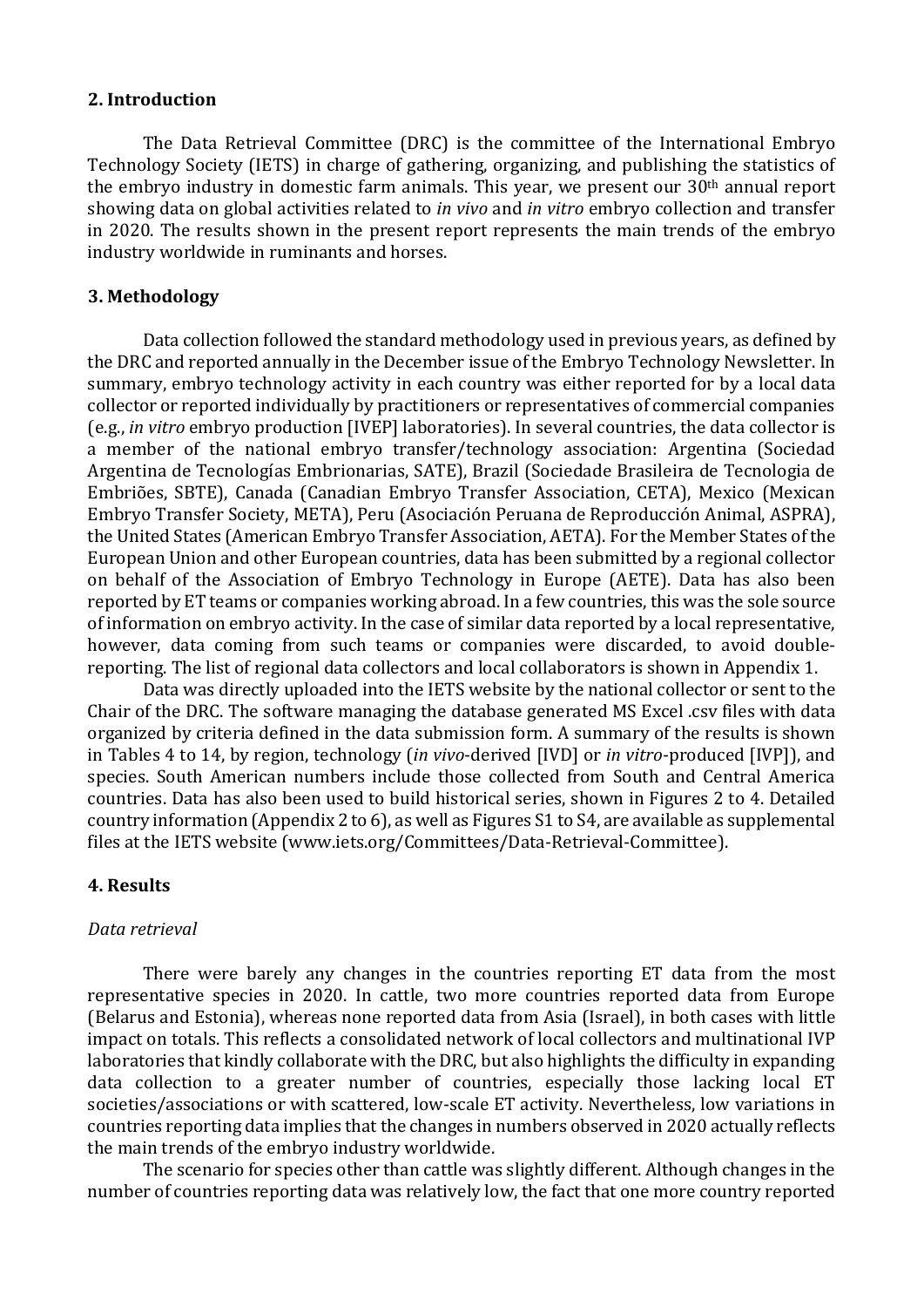## 2. Introduction

The Data Retrieval Committee (DRC) is the committee of the International Embryo Technology Society (IETS) in charge of gathering, organizing, and publishing the statistics of the embryo industry in domestic farm animals. This year, we present our 30th annual report showing data on global activities related to *in vivo* and *in vitro* embryo collection and transfer in 2020. The results shown in the present report represents the main trends of the embryo industry worldwide in ruminants and horses.

## 3. Methodology

Data collection followed the standard methodology used in previous years, as defined by the DRC and reported annually in the December issue of the Embryo Technology Newsletter. In summary, embryo technology activity in each country was either reported for by a local data collector or reported individually by practitioners or representatives of commercial companies (e.g., *in vitro* embryo production [IVEP] laboratories). In several countries, the data collector is a member of the national embryo transfer/technology association: Argentina (Sociedad Argentina de Tecnologías Embrionarias, SATE), Brazil (Sociedade Brasileira de Tecnologia de Embriões, SBTE), Canada (Canadian Embryo Transfer Association, CETA), Mexico (Mexican Embryo Transfer Society, META), Peru (Asociación Peruana de Reproducción Animal, ASPRA), the United States (American Embryo Transfer Association, AETA). For the Member States of the European Union and other European countries, data has been submitted by a regional collector on behalf of the Association of Embryo Technology in Europe (AETE). Data has also been reported by ET teams or companies working abroad. In a few countries, this was the sole source of information on embryo activity. In the case of similar data reported by a local representative, however, data coming from such teams or companies were discarded, to avoid double-reporting. The list of regional data collectors and local collaborators is shown in Appendix 1.

Data was directly uploaded into the IETS website by the national collector or sent to the Chair of the DRC. The software managing the database generated MS Excel .csv files with data organized by criteria defined in the data submission form. A summary of the results is shown in Tables 4 to 14, by region, technology (*in vivo*-derived [IVD] or *in vitro*-produced [IVP]), and species. South American numbers include those collected from South and Central America countries. Data has also been used to build historical series, shown in Figures 2 to 4. Detailed country information (Appendix 2 to 6), as well as Figures S1 to S4, are available as supplemental files at the IETS website (www.iets.org/Committees/Data-Retrieval-Committee).

## 4. Results

*Data retrieval*

There were barely any changes in the countries reporting ET data from the most representative species in 2020. In cattle, two more countries reported data from Europe (Belarus and Estonia), whereas none reported data from Asia (Israel), in both cases with little impact on totals. This reflects a consolidated network of local collectors and multinational IVP laboratories that kindly collaborate with the DRC, but also highlights the difficulty in expanding data collection to a greater number of countries, especially those lacking local ET societies/associations or with scattered, low-scale ET activity. Nevertheless, low variations in countries reporting data implies that the changes in numbers observed in 2020 actually reflects the main trends of the embryo industry worldwide.

The scenario for species other than cattle was slightly different. Although changes in the number of countries reporting data was relatively low, the fact that one more country reported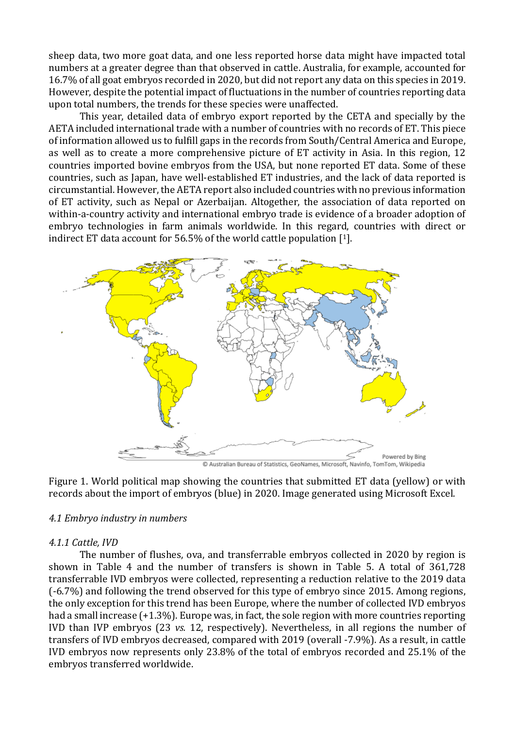sheep data, two more goat data, and one less reported horse data might have impacted total numbers at a greater degree than that observed in cattle. Australia, for example, accounted for 16.7% of all goat embryos recorded in 2020, but did not report any data on this species in 2019. However, despite the potential impact of fluctuations in the number of countries reporting data upon total numbers, the trends for these species were unaffected.

This year, detailed data of embryo export reported by the CETA and specially by the AETA included international trade with a number of countries with no records of ET. This piece of information allowed us to fulfill gaps in the records from South/Central America and Europe, as well as to create a more comprehensive picture of ET activity in Asia. In this region, 12 countries imported bovine embryos from the USA, but none reported ET data. Some of these countries, such as Japan, have well-established ET industries, and the lack of data reported is circumstantial. However, the AETA report also included countries with no previous information of ET activity, such as Nepal or Azerbaijan. Altogether, the association of data reported on within-a-country activity and international embryo trade is evidence of a broader adoption of embryo technologies in farm animals worldwide. In this regard, countries with direct or indirect ET data account for 56.5% of the world cattle population [1].

Figure 1. World political map showing the countries that submitted ET data (yellow) or with records about the import of embryos (blue) in 2020. Image generated using Microsoft Excel.

### *4.1 Embryo industry in numbers*

#### *4.1.1 Cattle, IVD*

The number of flushes, ova, and transferrable embryos collected in 2020 by region is shown in Table 4 and the number of transfers is shown in Table 5. A total of 361,728 transferrable IVD embryos were collected, representing a reduction relative to the 2019 data (-6.7%) and following the trend observed for this type of embryo since 2015. Among regions, the only exception for this trend has been Europe, where the number of collected IVD embryos had a small increase (+1.3%). Europe was, in fact, the sole region with more countries reporting IVD than IVP embryos (23 *vs.* 12, respectively). Nevertheless, in all regions the number of transfers of IVD embryos decreased, compared with 2019 (overall -7.9%). As a result, in cattle IVD embryos now represents only 23.8% of the total of embryos recorded and 25.1% of the embryos transferred worldwide.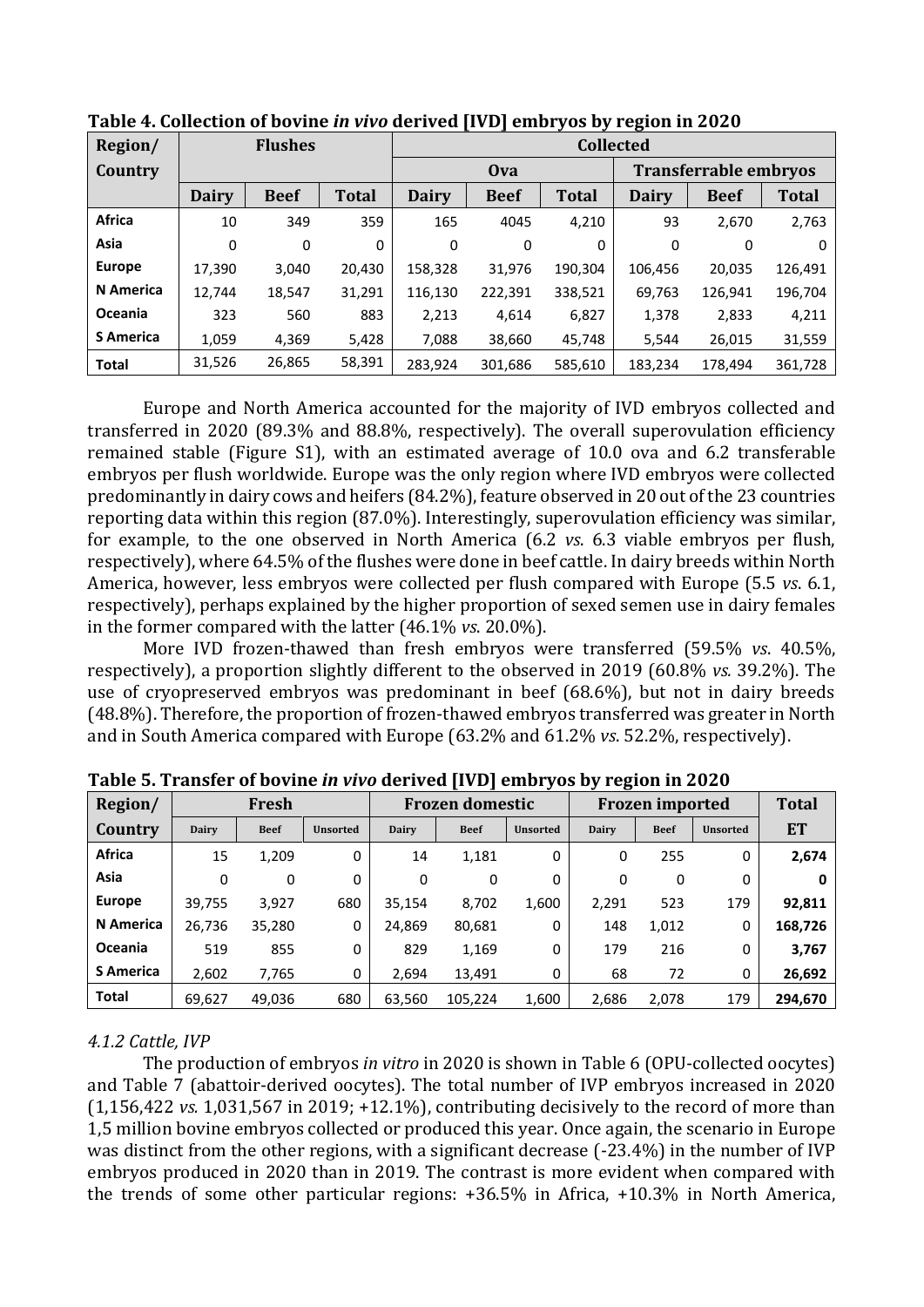**Table 4. Collection of bovine *in vivo* derived [IVD] embryos by region in 2020**

| Region/ Country | Flushes | | | Collected | | | | | |
|---|---|---|---|---|---|---|---|---|---|
| | | | | Ova | | | Transferrable embryos | | |
| | Dairy | Beef | Total | Dairy | Beef | Total | Dairy | Beef | Total |
| **Africa** | 10 | 349 | 359 | 165 | 4045 | 4,210 | 93 | 2,670 | 2,763 |
| **Asia** | 0 | 0 | 0 | 0 | 0 | 0 | 0 | 0 | 0 |
| **Europe** | 17,390 | 3,040 | 20,430 | 158,328 | 31,976 | 190,304 | 106,456 | 20,035 | 126,491 |
| **N America** | 12,744 | 18,547 | 31,291 | 116,130 | 222,391 | 338,521 | 69,763 | 126,941 | 196,704 |
| **Oceania** | 323 | 560 | 883 | 2,213 | 4,614 | 6,827 | 1,378 | 2,833 | 4,211 |
| **S America** | 1,059 | 4,369 | 5,428 | 7,088 | 38,660 | 45,748 | 5,544 | 26,015 | 31,559 |
| **Total** | 31,526 | 26,865 | 58,391 | 283,924 | 301,686 | 585,610 | 183,234 | 178,494 | 361,728 |

Europe and North America accounted for the majority of IVD embryos collected and transferred in 2020 (89.3% and 88.8%, respectively). The overall superovulation efficiency remained stable (Figure S1), with an estimated average of 10.0 ova and 6.2 transferable embryos per flush worldwide. Europe was the only region where IVD embryos were collected predominantly in dairy cows and heifers (84.2%), feature observed in 20 out of the 23 countries reporting data within this region (87.0%). Interestingly, superovulation efficiency was similar, for example, to the one observed in North America (6.2 *vs*. 6.3 viable embryos per flush, respectively), where 64.5% of the flushes were done in beef cattle. In dairy breeds within North America, however, less embryos were collected per flush compared with Europe (5.5 *vs*. 6.1, respectively), perhaps explained by the higher proportion of sexed semen use in dairy females in the former compared with the latter (46.1% *vs*. 20.0%).

More IVD frozen-thawed than fresh embryos were transferred (59.5% *vs*. 40.5%, respectively), a proportion slightly different to the observed in 2019 (60.8% *vs.* 39.2%). The use of cryopreserved embryos was predominant in beef (68.6%), but not in dairy breeds (48.8%). Therefore, the proportion of frozen-thawed embryos transferred was greater in North and in South America compared with Europe (63.2% and 61.2% *vs*. 52.2%, respectively).

**Table 5. Transfer of bovine *in vivo* derived [IVD] embryos by region in 2020**

| Region/ Country | Fresh | | | Frozen domestic | | | Frozen imported | | | Total ET |
|---|---|---|---|---|---|---|---|---|---|---|
| | Dairy | Beef | Unsorted | Dairy | Beef | Unsorted | Dairy | Beef | Unsorted | |
| **Africa** | 15 | 1,209 | 0 | 14 | 1,181 | 0 | 0 | 255 | 0 | **2,674** |
| **Asia** | 0 | 0 | 0 | 0 | 0 | 0 | 0 | 0 | 0 | **0** |
| **Europe** | 39,755 | 3,927 | 680 | 35,154 | 8,702 | 1,600 | 2,291 | 523 | 179 | **92,811** |
| **N America** | 26,736 | 35,280 | 0 | 24,869 | 80,681 | 0 | 148 | 1,012 | 0 | **168,726** |
| **Oceania** | 519 | 855 | 0 | 829 | 1,169 | 0 | 179 | 216 | 0 | **3,767** |
| **S America** | 2,602 | 7,765 | 0 | 2,694 | 13,491 | 0 | 68 | 72 | 0 | **26,692** |
| **Total** | 69,627 | 49,036 | 680 | 63,560 | 105,224 | 1,600 | 2,686 | 2,078 | 179 | **294,670** |

### *4.1.2 Cattle, IVP*

The production of embryos *in vitro* in 2020 is shown in Table 6 (OPU-collected oocytes) and Table 7 (abattoir-derived oocytes). The total number of IVP embryos increased in 2020 (1,156,422 *vs.* 1,031,567 in 2019; +12.1%), contributing decisively to the record of more than 1,5 million bovine embryos collected or produced this year. Once again, the scenario in Europe was distinct from the other regions, with a significant decrease (-23.4%) in the number of IVP embryos produced in 2020 than in 2019. The contrast is more evident when compared with the trends of some other particular regions: +36.5% in Africa, +10.3% in North America,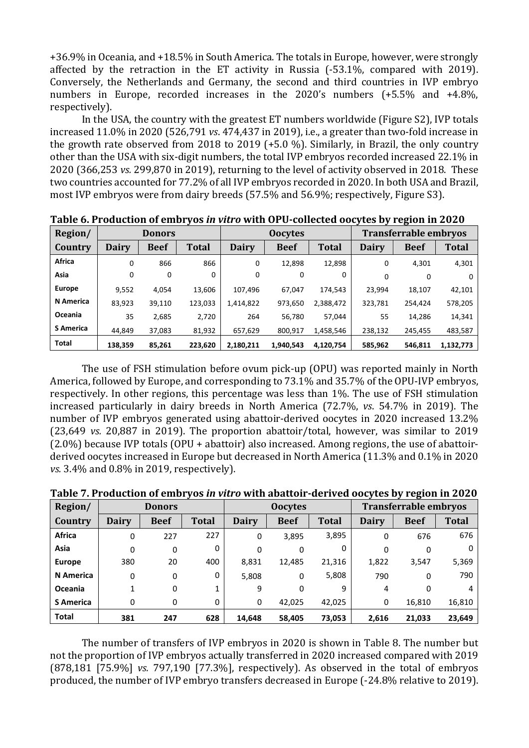+36.9% in Oceania, and +18.5% in South America. The totals in Europe, however, were strongly affected by the retraction in the ET activity in Russia (-53.1%, compared with 2019). Conversely, the Netherlands and Germany, the second and third countries in IVP embryo numbers in Europe, recorded increases in the 2020's numbers (+5.5% and +4.8%, respectively).

In the USA, the country with the greatest ET numbers worldwide (Figure S2), IVP totals increased 11.0% in 2020 (526,791 *vs*. 474,437 in 2019), i.e., a greater than two-fold increase in the growth rate observed from 2018 to 2019 (+5.0 %). Similarly, in Brazil, the only country other than the USA with six-digit numbers, the total IVP embryos recorded increased 22.1% in 2020 (366,253 *vs.* 299,870 in 2019), returning to the level of activity observed in 2018. These two countries accounted for 77.2% of all IVP embryos recorded in 2020. In both USA and Brazil, most IVP embryos were from dairy breeds (57.5% and 56.9%; respectively, Figure S3).

**Table 6. Production of embryos *in vitro* with OPU-collected oocytes by region in 2020**

| Region/ | Donors | | | Oocytes | | | Transferrable embryos | | |
|---|---|---|---|---|---|---|---|---|---|
| **Country** | **Dairy** | **Beef** | **Total** | **Dairy** | **Beef** | **Total** | **Dairy** | **Beef** | **Total** |
| **Africa** | 0 | 866 | 866 | 0 | 12,898 | 12,898 | 0 | 4,301 | 4,301 |
| **Asia** | 0 | 0 | 0 | 0 | 0 | 0 | 0 | 0 | 0 |
| **Europe** | 9,552 | 4,054 | 13,606 | 107,496 | 67,047 | 174,543 | 23,994 | 18,107 | 42,101 |
| **N America** | 83,923 | 39,110 | 123,033 | 1,414,822 | 973,650 | 2,388,472 | 323,781 | 254,424 | 578,205 |
| **Oceania** | 35 | 2,685 | 2,720 | 264 | 56,780 | 57,044 | 55 | 14,286 | 14,341 |
| **S America** | 44,849 | 37,083 | 81,932 | 657,629 | 800,917 | 1,458,546 | 238,132 | 245,455 | 483,587 |
| **Total** | **138,359** | **85,261** | **223,620** | **2,180,211** | **1,940,543** | **4,120,754** | **585,962** | **546,811** | **1,132,773** |

The use of FSH stimulation before ovum pick-up (OPU) was reported mainly in North America, followed by Europe, and corresponding to 73.1% and 35.7% of the OPU-IVP embryos, respectively. In other regions, this percentage was less than 1%. The use of FSH stimulation increased particularly in dairy breeds in North America (72.7%, *vs*. 54.7% in 2019). The number of IVP embryos generated using abattoir-derived oocytes in 2020 increased 13.2% (23,649 *vs.* 20,887 in 2019). The proportion abattoir/total, however, was similar to 2019 (2.0%) because IVP totals (OPU + abattoir) also increased. Among regions, the use of abattoir-derived oocytes increased in Europe but decreased in North America (11.3% and 0.1% in 2020 *vs.* 3.4% and 0.8% in 2019, respectively).

**Table 7. Production of embryos *in vitro* with abattoir-derived oocytes by region in 2020**

| Region/ | Donors | | | Oocytes | | | Transferrable embryos | | |
|---|---|---|---|---|---|---|---|---|---|
| **Country** | **Dairy** | **Beef** | **Total** | **Dairy** | **Beef** | **Total** | **Dairy** | **Beef** | **Total** |
| **Africa** | 0 | 227 | 227 | 0 | 3,895 | 3,895 | 0 | 676 | 676 |
| **Asia** | 0 | 0 | 0 | 0 | 0 | 0 | 0 | 0 | 0 |
| **Europe** | 380 | 20 | 400 | 8,831 | 12,485 | 21,316 | 1,822 | 3,547 | 5,369 |
| **N America** | 0 | 0 | 0 | 5,808 | 0 | 5,808 | 790 | 0 | 790 |
| **Oceania** | 1 | 0 | 1 | 9 | 0 | 9 | 4 | 0 | 4 |
| **S America** | 0 | 0 | 0 | 0 | 42,025 | 42,025 | 0 | 16,810 | 16,810 |
| **Total** | **381** | **247** | **628** | **14,648** | **58,405** | **73,053** | **2,616** | **21,033** | **23,649** |

The number of transfers of IVP embryos in 2020 is shown in Table 8. The number but not the proportion of IVP embryos actually transferred in 2020 increased compared with 2019 (878,181 [75.9%] *vs.* 797,190 [77.3%], respectively). As observed in the total of embryos produced, the number of IVP embryo transfers decreased in Europe (-24.8% relative to 2019).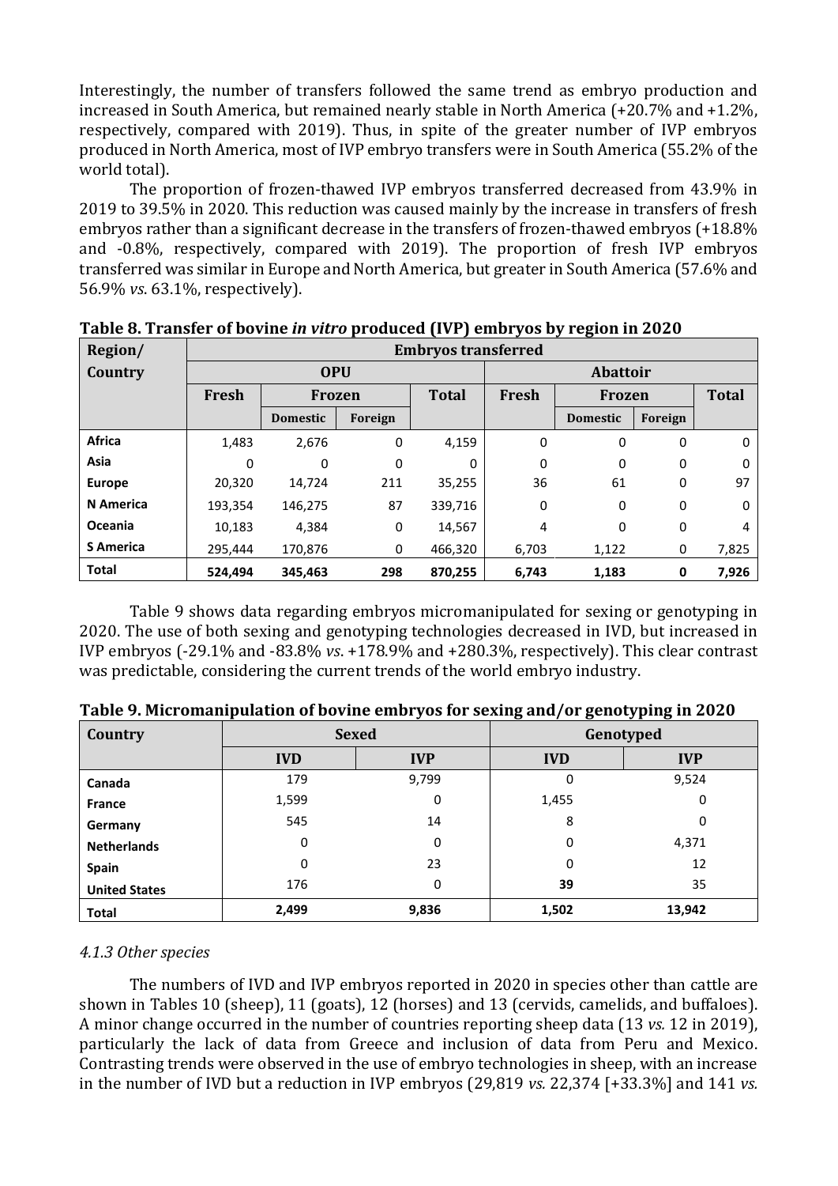Interestingly, the number of transfers followed the same trend as embryo production and increased in South America, but remained nearly stable in North America (+20.7% and +1.2%, respectively, compared with 2019). Thus, in spite of the greater number of IVP embryos produced in North America, most of IVP embryo transfers were in South America (55.2% of the world total).

The proportion of frozen-thawed IVP embryos transferred decreased from 43.9% in 2019 to 39.5% in 2020. This reduction was caused mainly by the increase in transfers of fresh embryos rather than a significant decrease in the transfers of frozen-thawed embryos (+18.8% and -0.8%, respectively, compared with 2019). The proportion of fresh IVP embryos transferred was similar in Europe and North America, but greater in South America (57.6% and 56.9% *vs*. 63.1%, respectively).

**Table 8. Transfer of bovine *in vitro* produced (IVP) embryos by region in 2020**

| Region/ Country | Embryos transferred | | | | | | | |
|---|---|---|---|---|---|---|---|---|
| | OPU | | | | Abattoir | | | |
| | Fresh | Frozen | | Total | Fresh | Frozen | | Total |
| | | Domestic | Foreign | | | Domestic | Foreign | |
| **Africa** | 1,483 | 2,676 | 0 | 4,159 | 0 | 0 | 0 | 0 |
| **Asia** | 0 | 0 | 0 | 0 | 0 | 0 | 0 | 0 |
| **Europe** | 20,320 | 14,724 | 211 | 35,255 | 36 | 61 | 0 | 97 |
| **N America** | 193,354 | 146,275 | 87 | 339,716 | 0 | 0 | 0 | 0 |
| **Oceania** | 10,183 | 4,384 | 0 | 14,567 | 4 | 0 | 0 | 4 |
| **S America** | 295,444 | 170,876 | 0 | 466,320 | 6,703 | 1,122 | 0 | 7,825 |
| **Total** | **524,494** | **345,463** | **298** | **870,255** | **6,743** | **1,183** | **0** | **7,926** |

Table 9 shows data regarding embryos micromanipulated for sexing or genotyping in 2020. The use of both sexing and genotyping technologies decreased in IVD, but increased in IVP embryos (-29.1% and -83.8% *vs*. +178.9% and +280.3%, respectively). This clear contrast was predictable, considering the current trends of the world embryo industry.

**Table 9. Micromanipulation of bovine embryos for sexing and/or genotyping in 2020**

| Country | Sexed | | Genotyped | |
|---|---|---|---|---|
| | IVD | IVP | IVD | IVP |
| **Canada** | 179 | 9,799 | 0 | 9,524 |
| **France** | 1,599 | 0 | 1,455 | 0 |
| **Germany** | 545 | 14 | 8 | 0 |
| **Netherlands** | 0 | 0 | 0 | 4,371 |
| **Spain** | 0 | 23 | 0 | 12 |
| **United States** | 176 | 0 | **39** | 35 |
| **Total** | **2,499** | **9,836** | **1,502** | **13,942** |

### *4.1.3 Other species*

The numbers of IVD and IVP embryos reported in 2020 in species other than cattle are shown in Tables 10 (sheep), 11 (goats), 12 (horses) and 13 (cervids, camelids, and buffaloes). A minor change occurred in the number of countries reporting sheep data (13 *vs.* 12 in 2019), particularly the lack of data from Greece and inclusion of data from Peru and Mexico. Contrasting trends were observed in the use of embryo technologies in sheep, with an increase in the number of IVD but a reduction in IVP embryos (29,819 *vs.* 22,374 [+33.3%] and 141 *vs.*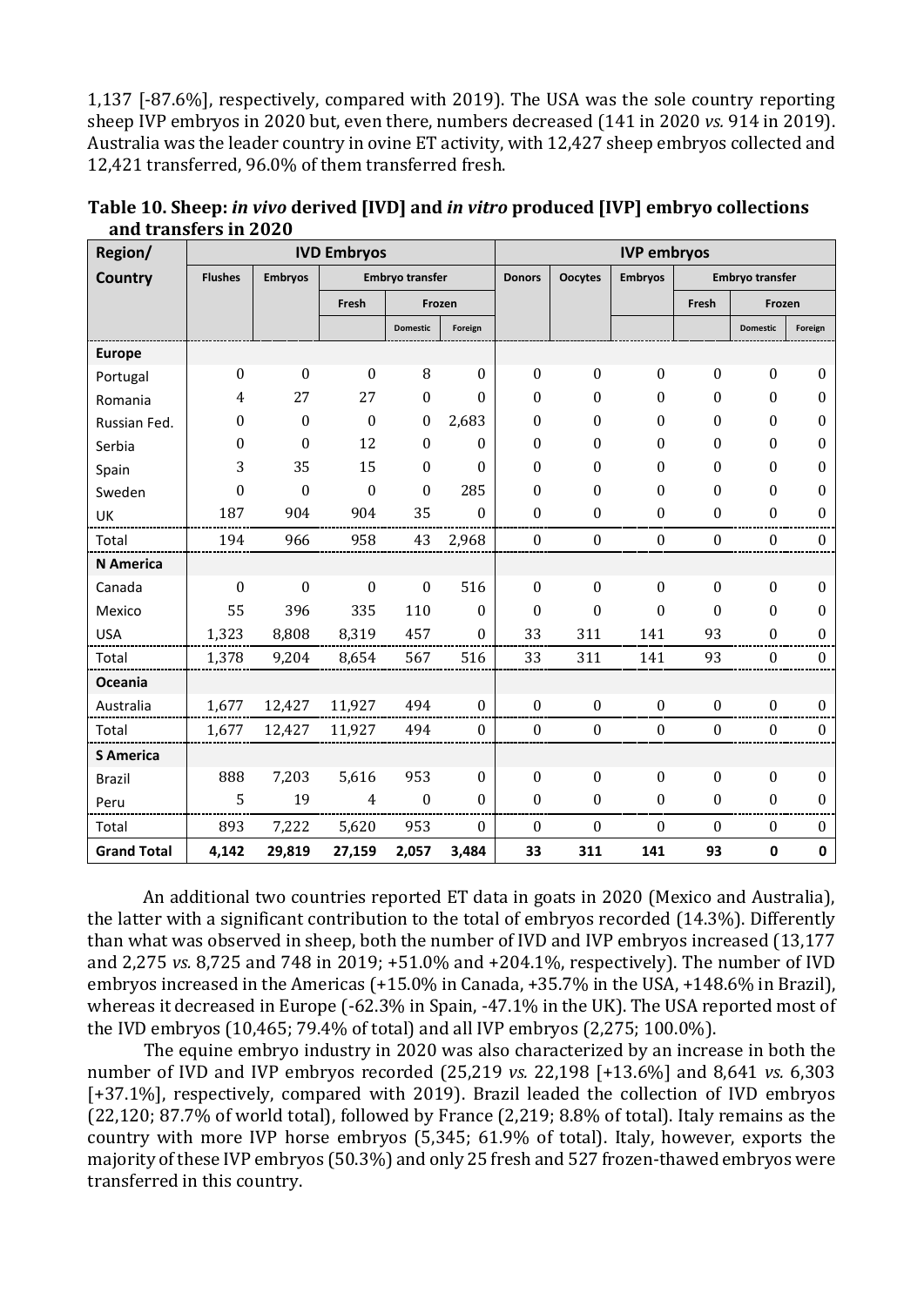1,137 [-87.6%], respectively, compared with 2019). The USA was the sole country reporting sheep IVP embryos in 2020 but, even there, numbers decreased (141 in 2020 *vs.* 914 in 2019). Australia was the leader country in ovine ET activity, with 12,427 sheep embryos collected and 12,421 transferred, 96.0% of them transferred fresh.

**Table 10. Sheep: *in vivo* derived [IVD] and *in vitro* produced [IVP] embryo collections and transfers in 2020**

| Region/ Country | IVD Embryos | | | | | IVP embryos | | | | | |
|---|---|---|---|---|---|---|---|---|---|---|---|
| | Flushes | Embryos | Embryo transfer | | | Donors | Oocytes | Embryos | Embryo transfer | | |
| | | | Fresh | Frozen | | | | | Fresh | Frozen | |
| | | | | Domestic | Foreign | | | | | Domestic | Foreign |
| **Europe** | | | | | | | | | | | |
| Portugal | 0 | 0 | 0 | 8 | 0 | 0 | 0 | 0 | 0 | 0 | 0 |
| Romania | 4 | 27 | 27 | 0 | 0 | 0 | 0 | 0 | 0 | 0 | 0 |
| Russian Fed. | 0 | 0 | 0 | 0 | 2,683 | 0 | 0 | 0 | 0 | 0 | 0 |
| Serbia | 0 | 0 | 12 | 0 | 0 | 0 | 0 | 0 | 0 | 0 | 0 |
| Spain | 3 | 35 | 15 | 0 | 0 | 0 | 0 | 0 | 0 | 0 | 0 |
| Sweden | 0 | 0 | 0 | 0 | 285 | 0 | 0 | 0 | 0 | 0 | 0 |
| UK | 187 | 904 | 904 | 35 | 0 | 0 | 0 | 0 | 0 | 0 | 0 |
| Total | 194 | 966 | 958 | 43 | 2,968 | 0 | 0 | 0 | 0 | 0 | 0 |
| **N America** | | | | | | | | | | | |
| Canada | 0 | 0 | 0 | 0 | 516 | 0 | 0 | 0 | 0 | 0 | 0 |
| Mexico | 55 | 396 | 335 | 110 | 0 | 0 | 0 | 0 | 0 | 0 | 0 |
| USA | 1,323 | 8,808 | 8,319 | 457 | 0 | 33 | 311 | 141 | 93 | 0 | 0 |
| Total | 1,378 | 9,204 | 8,654 | 567 | 516 | 33 | 311 | 141 | 93 | 0 | 0 |
| **Oceania** | | | | | | | | | | | |
| Australia | 1,677 | 12,427 | 11,927 | 494 | 0 | 0 | 0 | 0 | 0 | 0 | 0 |
| Total | 1,677 | 12,427 | 11,927 | 494 | 0 | 0 | 0 | 0 | 0 | 0 | 0 |
| **S America** | | | | | | | | | | | |
| Brazil | 888 | 7,203 | 5,616 | 953 | 0 | 0 | 0 | 0 | 0 | 0 | 0 |
| Peru | 5 | 19 | 4 | 0 | 0 | 0 | 0 | 0 | 0 | 0 | 0 |
| Total | 893 | 7,222 | 5,620 | 953 | 0 | 0 | 0 | 0 | 0 | 0 | 0 |
| **Grand Total** | **4,142** | **29,819** | **27,159** | **2,057** | **3,484** | **33** | **311** | **141** | **93** | **0** | **0** |

An additional two countries reported ET data in goats in 2020 (Mexico and Australia), the latter with a significant contribution to the total of embryos recorded (14.3%). Differently than what was observed in sheep, both the number of IVD and IVP embryos increased (13,177 and 2,275 *vs.* 8,725 and 748 in 2019; +51.0% and +204.1%, respectively). The number of IVD embryos increased in the Americas (+15.0% in Canada, +35.7% in the USA, +148.6% in Brazil), whereas it decreased in Europe (-62.3% in Spain, -47.1% in the UK). The USA reported most of the IVD embryos (10,465; 79.4% of total) and all IVP embryos (2,275; 100.0%).

The equine embryo industry in 2020 was also characterized by an increase in both the number of IVD and IVP embryos recorded (25,219 *vs.* 22,198 [+13.6%] and 8,641 *vs.* 6,303 [+37.1%], respectively, compared with 2019). Brazil leaded the collection of IVD embryos (22,120; 87.7% of world total), followed by France (2,219; 8.8% of total). Italy remains as the country with more IVP horse embryos (5,345; 61.9% of total). Italy, however, exports the majority of these IVP embryos (50.3%) and only 25 fresh and 527 frozen-thawed embryos were transferred in this country.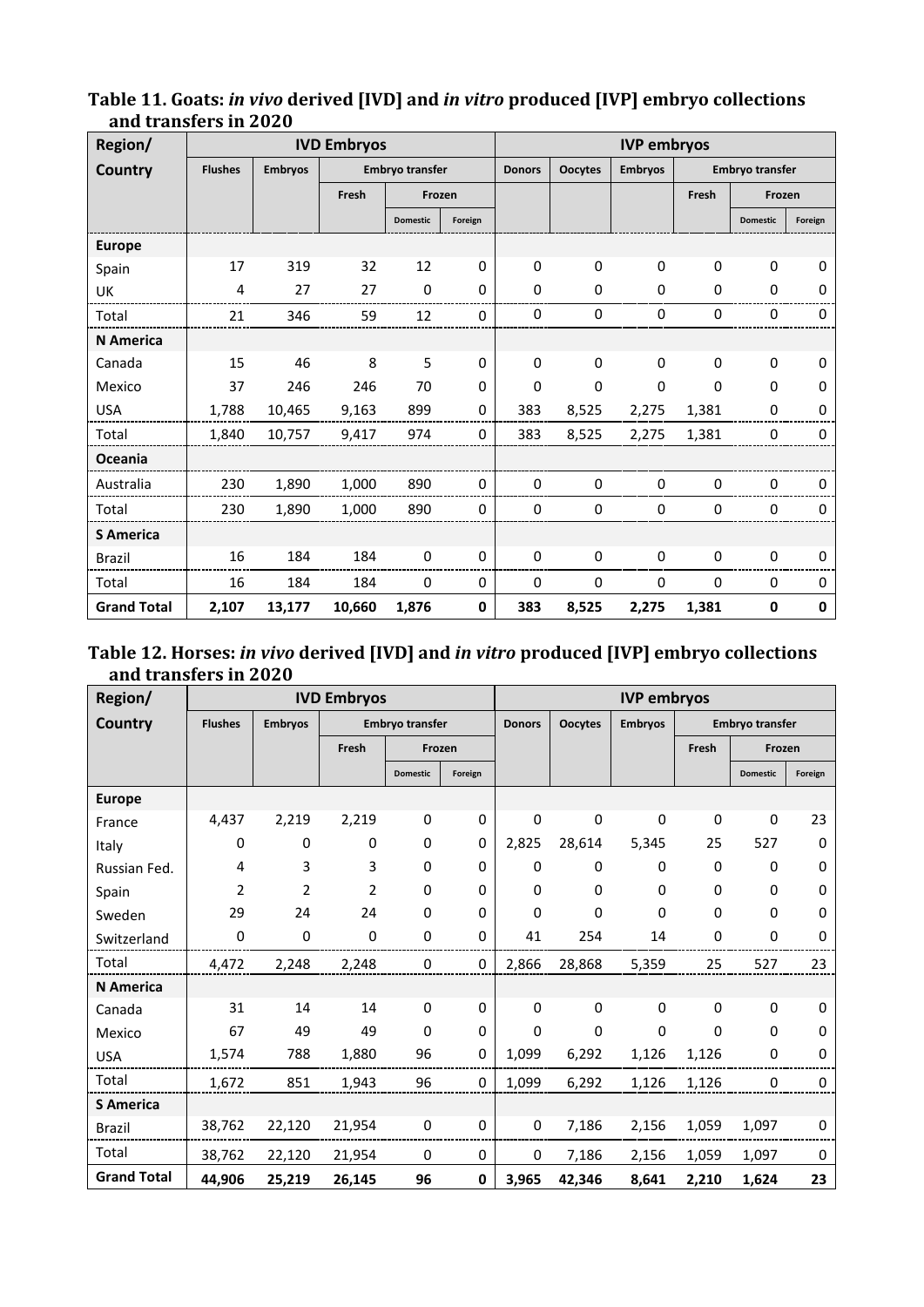**Table 11. Goats: *in vivo* derived [IVD] and *in vitro* produced [IVP] embryo collections and transfers in 2020**

| Region/ | IVD Embryos | | | | | IVP embryos | | | | | |
|---|---|---|---|---|---|---|---|---|---|---|---|
| Country | Flushes | Embryos | Embryo transfer | | | Donors | Oocytes | Embryos | Embryo transfer | | |
| | | | Fresh | Frozen | | | | | Fresh | Frozen | |
| | | | | Domestic | Foreign | | | | | Domestic | Foreign |
| **Europe** | | | | | | | | | | | |
| Spain | 17 | 319 | 32 | 12 | 0 | 0 | 0 | 0 | 0 | 0 | 0 |
| UK | 4 | 27 | 27 | 0 | 0 | 0 | 0 | 0 | 0 | 0 | 0 |
| Total | 21 | 346 | 59 | 12 | 0 | 0 | 0 | 0 | 0 | 0 | 0 |
| **N America** | | | | | | | | | | | |
| Canada | 15 | 46 | 8 | 5 | 0 | 0 | 0 | 0 | 0 | 0 | 0 |
| Mexico | 37 | 246 | 246 | 70 | 0 | 0 | 0 | 0 | 0 | 0 | 0 |
| USA | 1,788 | 10,465 | 9,163 | 899 | 0 | 383 | 8,525 | 2,275 | 1,381 | 0 | 0 |
| Total | 1,840 | 10,757 | 9,417 | 974 | 0 | 383 | 8,525 | 2,275 | 1,381 | 0 | 0 |
| **Oceania** | | | | | | | | | | | |
| Australia | 230 | 1,890 | 1,000 | 890 | 0 | 0 | 0 | 0 | 0 | 0 | 0 |
| Total | 230 | 1,890 | 1,000 | 890 | 0 | 0 | 0 | 0 | 0 | 0 | 0 |
| **S America** | | | | | | | | | | | |
| Brazil | 16 | 184 | 184 | 0 | 0 | 0 | 0 | 0 | 0 | 0 | 0 |
| Total | 16 | 184 | 184 | 0 | 0 | 0 | 0 | 0 | 0 | 0 | 0 |
| **Grand Total** | **2,107** | **13,177** | **10,660** | **1,876** | **0** | **383** | **8,525** | **2,275** | **1,381** | **0** | **0** |

**Table 12. Horses: *in vivo* derived [IVD] and *in vitro* produced [IVP] embryo collections and transfers in 2020**

| Region/ | IVD Embryos | | | | | IVP embryos | | | | | |
|---|---|---|---|---|---|---|---|---|---|---|---|
| Country | Flushes | Embryos | Embryo transfer | | | Donors | Oocytes | Embryos | Embryo transfer | | |
| | | | Fresh | Frozen | | | | | Fresh | Frozen | |
| | | | | Domestic | Foreign | | | | | Domestic | Foreign |
| **Europe** | | | | | | | | | | | |
| France | 4,437 | 2,219 | 2,219 | 0 | 0 | 0 | 0 | 0 | 0 | 0 | 23 |
| Italy | 0 | 0 | 0 | 0 | 0 | 2,825 | 28,614 | 5,345 | 25 | 527 | 0 |
| Russian Fed. | 4 | 3 | 3 | 0 | 0 | 0 | 0 | 0 | 0 | 0 | 0 |
| Spain | 2 | 2 | 2 | 0 | 0 | 0 | 0 | 0 | 0 | 0 | 0 |
| Sweden | 29 | 24 | 24 | 0 | 0 | 0 | 0 | 0 | 0 | 0 | 0 |
| Switzerland | 0 | 0 | 0 | 0 | 0 | 41 | 254 | 14 | 0 | 0 | 0 |
| Total | 4,472 | 2,248 | 2,248 | 0 | 0 | 2,866 | 28,868 | 5,359 | 25 | 527 | 23 |
| **N America** | | | | | | | | | | | |
| Canada | 31 | 14 | 14 | 0 | 0 | 0 | 0 | 0 | 0 | 0 | 0 |
| Mexico | 67 | 49 | 49 | 0 | 0 | 0 | 0 | 0 | 0 | 0 | 0 |
| USA | 1,574 | 788 | 1,880 | 96 | 0 | 1,099 | 6,292 | 1,126 | 1,126 | 0 | 0 |
| Total | 1,672 | 851 | 1,943 | 96 | 0 | 1,099 | 6,292 | 1,126 | 1,126 | 0 | 0 |
| **S America** | | | | | | | | | | | |
| Brazil | 38,762 | 22,120 | 21,954 | 0 | 0 | 0 | 7,186 | 2,156 | 1,059 | 1,097 | 0 |
| Total | 38,762 | 22,120 | 21,954 | 0 | 0 | 0 | 7,186 | 2,156 | 1,059 | 1,097 | 0 |
| **Grand Total** | **44,906** | **25,219** | **26,145** | **96** | **0** | **3,965** | **42,346** | **8,641** | **2,210** | **1,624** | **23** |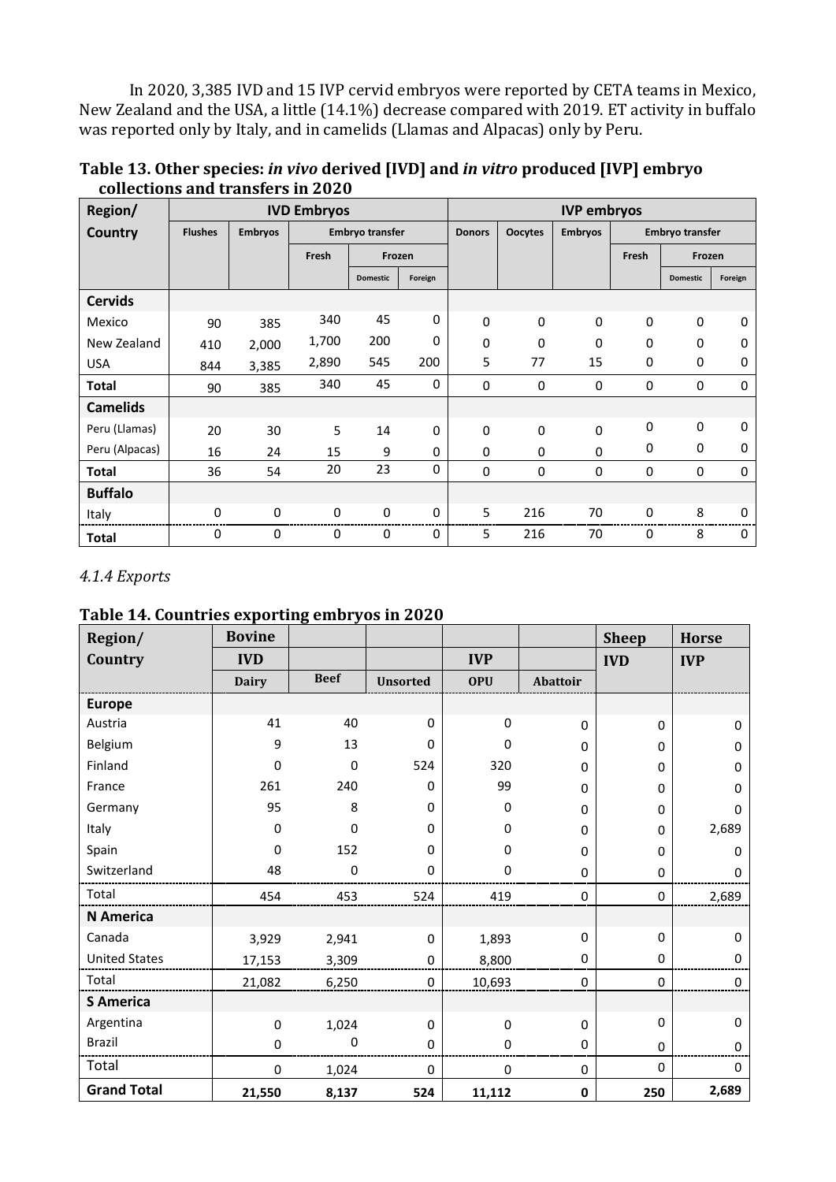In 2020, 3,385 IVD and 15 IVP cervid embryos were reported by CETA teams in Mexico, New Zealand and the USA, a little (14.1%) decrease compared with 2019. ET activity in buffalo was reported only by Italy, and in camelids (Llamas and Alpacas) only by Peru.

**Table 13. Other species: *in vivo* derived [IVD] and *in vitro* produced [IVP] embryo collections and transfers in 2020**

| Region/ Country | IVD Embryos | | | | | IVP embryos | | | | | |
|---|---|---|---|---|---|---|---|---|---|---|---|
| | Flushes | Embryos | Embryo transfer | | | Donors | Oocytes | Embryos | Embryo transfer | | |
| | | | Fresh | Frozen | | | | | Fresh | Frozen | |
| | | | | Domestic | Foreign | | | | | Domestic | Foreign |
| **Cervids** | | | | | | | | | | | |
| Mexico | 90 | 385 | 340 | 45 | 0 | 0 | 0 | 0 | 0 | 0 | 0 |
| New Zealand | 410 | 2,000 | 1,700 | 200 | 0 | 0 | 0 | 0 | 0 | 0 | 0 |
| USA | 844 | 3,385 | 2,890 | 545 | 200 | 5 | 77 | 15 | 0 | 0 | 0 |
| **Total** | 90 | 385 | 340 | 45 | 0 | 0 | 0 | 0 | 0 | 0 | 0 |
| **Camelids** | | | | | | | | | | | |
| Peru (Llamas) | 20 | 30 | 5 | 14 | 0 | 0 | 0 | 0 | 0 | 0 | 0 |
| Peru (Alpacas) | 16 | 24 | 15 | 9 | 0 | 0 | 0 | 0 | 0 | 0 | 0 |
| **Total** | 36 | 54 | 20 | 23 | 0 | 0 | 0 | 0 | 0 | 0 | 0 |
| **Buffalo** | | | | | | | | | | | |
| Italy | 0 | 0 | 0 | 0 | 0 | 5 | 216 | 70 | 0 | 8 | 0 |
| **Total** | 0 | 0 | 0 | 0 | 0 | 5 | 216 | 70 | 0 | 8 | 0 |

*4.1.4 Exports*

**Table 14. Countries exporting embryos in 2020**

| Region/ Country | Bovine | | | | | Sheep | Horse |
|---|---|---|---|---|---|---|---|
| | IVD | | | IVP | | IVD | IVP |
| | Dairy | Beef | Unsorted | OPU | Abattoir | | |
| **Europe** | | | | | | | |
| Austria | 41 | 40 | 0 | 0 | 0 | 0 | 0 |
| Belgium | 9 | 13 | 0 | 0 | 0 | 0 | 0 |
| Finland | 0 | 0 | 524 | 320 | 0 | 0 | 0 |
| France | 261 | 240 | 0 | 99 | 0 | 0 | 0 |
| Germany | 95 | 8 | 0 | 0 | 0 | 0 | 0 |
| Italy | 0 | 0 | 0 | 0 | 0 | 0 | 2,689 |
| Spain | 0 | 152 | 0 | 0 | 0 | 0 | 0 |
| Switzerland | 48 | 0 | 0 | 0 | 0 | 0 | 0 |
| Total | 454 | 453 | 524 | 419 | 0 | 0 | 2,689 |
| **N America** | | | | | | | |
| Canada | 3,929 | 2,941 | 0 | 1,893 | 0 | 0 | 0 |
| United States | 17,153 | 3,309 | 0 | 8,800 | 0 | 0 | 0 |
| Total | 21,082 | 6,250 | 0 | 10,693 | 0 | 0 | 0 |
| **S America** | | | | | | | |
| Argentina | 0 | 1,024 | 0 | 0 | 0 | 0 | 0 |
| Brazil | 0 | 0 | 0 | 0 | 0 | 0 | 0 |
| Total | 0 | 1,024 | 0 | 0 | 0 | 0 | 0 |
| **Grand Total** | **21,550** | **8,137** | **524** | **11,112** | **0** | **250** | **2,689** |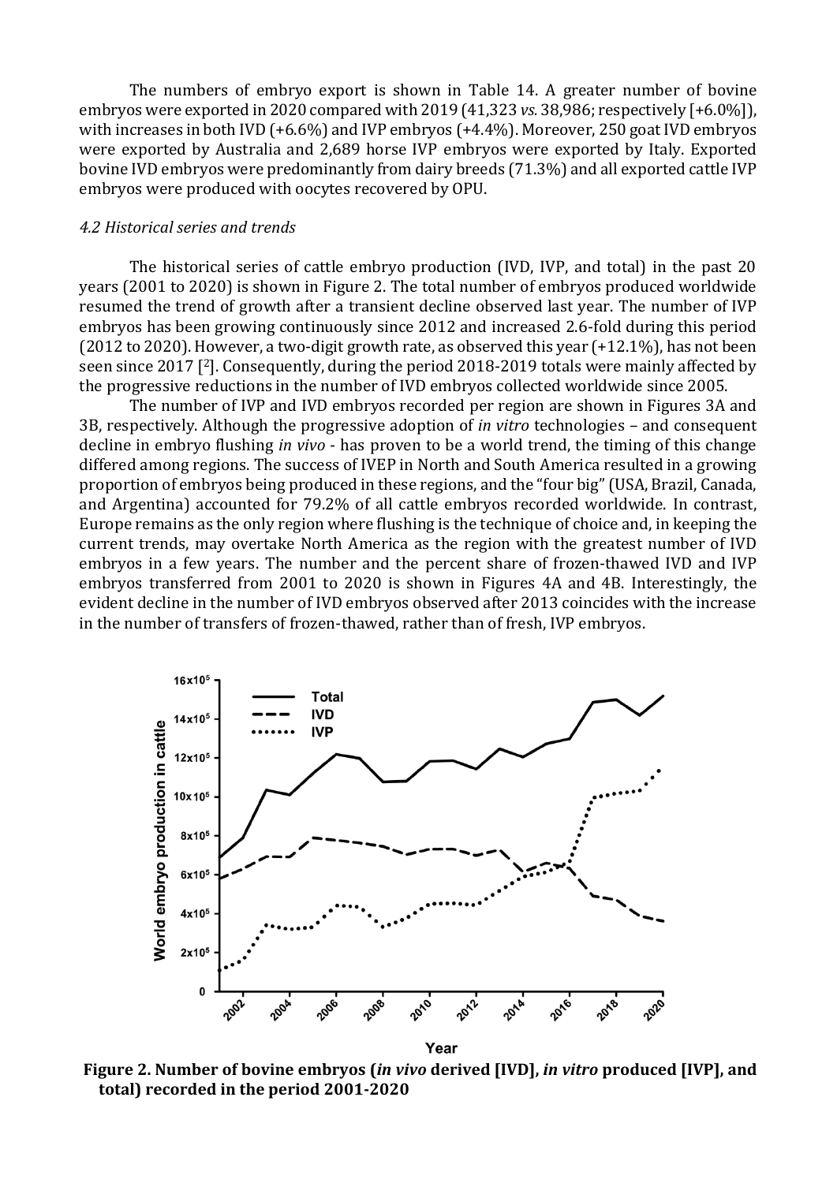The numbers of embryo export is shown in Table 14. A greater number of bovine embryos were exported in 2020 compared with 2019 (41,323 *vs.* 38,986; respectively [+6.0%]), with increases in both IVD (+6.6%) and IVP embryos (+4.4%). Moreover, 250 goat IVD embryos were exported by Australia and 2,689 horse IVP embryos were exported by Italy. Exported bovine IVD embryos were predominantly from dairy breeds (71.3%) and all exported cattle IVP embryos were produced with oocytes recovered by OPU.

#### *4.2 Historical series and trends*

The historical series of cattle embryo production (IVD, IVP, and total) in the past 20 years (2001 to 2020) is shown in Figure 2. The total number of embryos produced worldwide resumed the trend of growth after a transient decline observed last year. The number of IVP embryos has been growing continuously since 2012 and increased 2.6-fold during this period (2012 to 2020). However, a two-digit growth rate, as observed this year (+12.1%), has not been seen since 2017 [2]. Consequently, during the period 2018-2019 totals were mainly affected by the progressive reductions in the number of IVD embryos collected worldwide since 2005.

The number of IVP and IVD embryos recorded per region are shown in Figures 3A and 3B, respectively. Although the progressive adoption of *in vitro* technologies – and consequent decline in embryo flushing *in vivo* - has proven to be a world trend, the timing of this change differed among regions. The success of IVEP in North and South America resulted in a growing proportion of embryos being produced in these regions, and the "four big" (USA, Brazil, Canada, and Argentina) accounted for 79.2% of all cattle embryos recorded worldwide. In contrast, Europe remains as the only region where flushing is the technique of choice and, in keeping the current trends, may overtake North America as the region with the greatest number of IVD embryos in a few years. The number and the percent share of frozen-thawed IVD and IVP embryos transferred from 2001 to 2020 is shown in Figures 4A and 4B. Interestingly, the evident decline in the number of IVD embryos observed after 2013 coincides with the increase in the number of transfers of frozen-thawed, rather than of fresh, IVP embryos.

**Figure 2. Number of bovine embryos (*in vivo* derived [IVD], *in vitro* produced [IVP], and total) recorded in the period 2001-2020**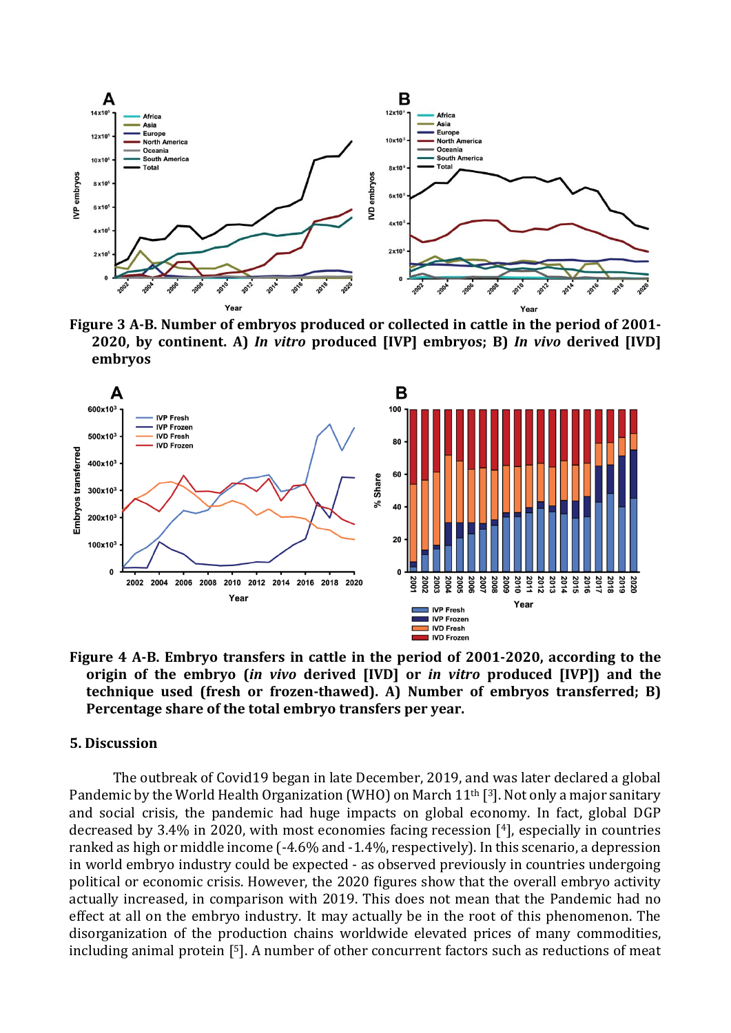**Figure 3 A-B. Number of embryos produced or collected in cattle in the period of 2001-2020, by continent. A) *In vitro* produced [IVP] embryos; B) *In vivo* derived [IVD] embryos**

**Figure 4 A-B. Embryo transfers in cattle in the period of 2001-2020, according to the origin of the embryo (*in vivo* derived [IVD] or *in vitro* produced [IVP]) and the technique used (fresh or frozen-thawed). A) Number of embryos transferred; B) Percentage share of the total embryo transfers per year.**

## 5. Discussion

The outbreak of Covid19 began in late December, 2019, and was later declared a global Pandemic by the World Health Organization (WHO) on March 11th [3]. Not only a major sanitary and social crisis, the pandemic had huge impacts on global economy. In fact, global DGP decreased by 3.4% in 2020, with most economies facing recession [4], especially in countries ranked as high or middle income (-4.6% and -1.4%, respectively). In this scenario, a depression in world embryo industry could be expected - as observed previously in countries undergoing political or economic crisis. However, the 2020 figures show that the overall embryo activity actually increased, in comparison with 2019. This does not mean that the Pandemic had no effect at all on the embryo industry. It may actually be in the root of this phenomenon. The disorganization of the production chains worldwide elevated prices of many commodities, including animal protein [5]. A number of other concurrent factors such as reductions of meat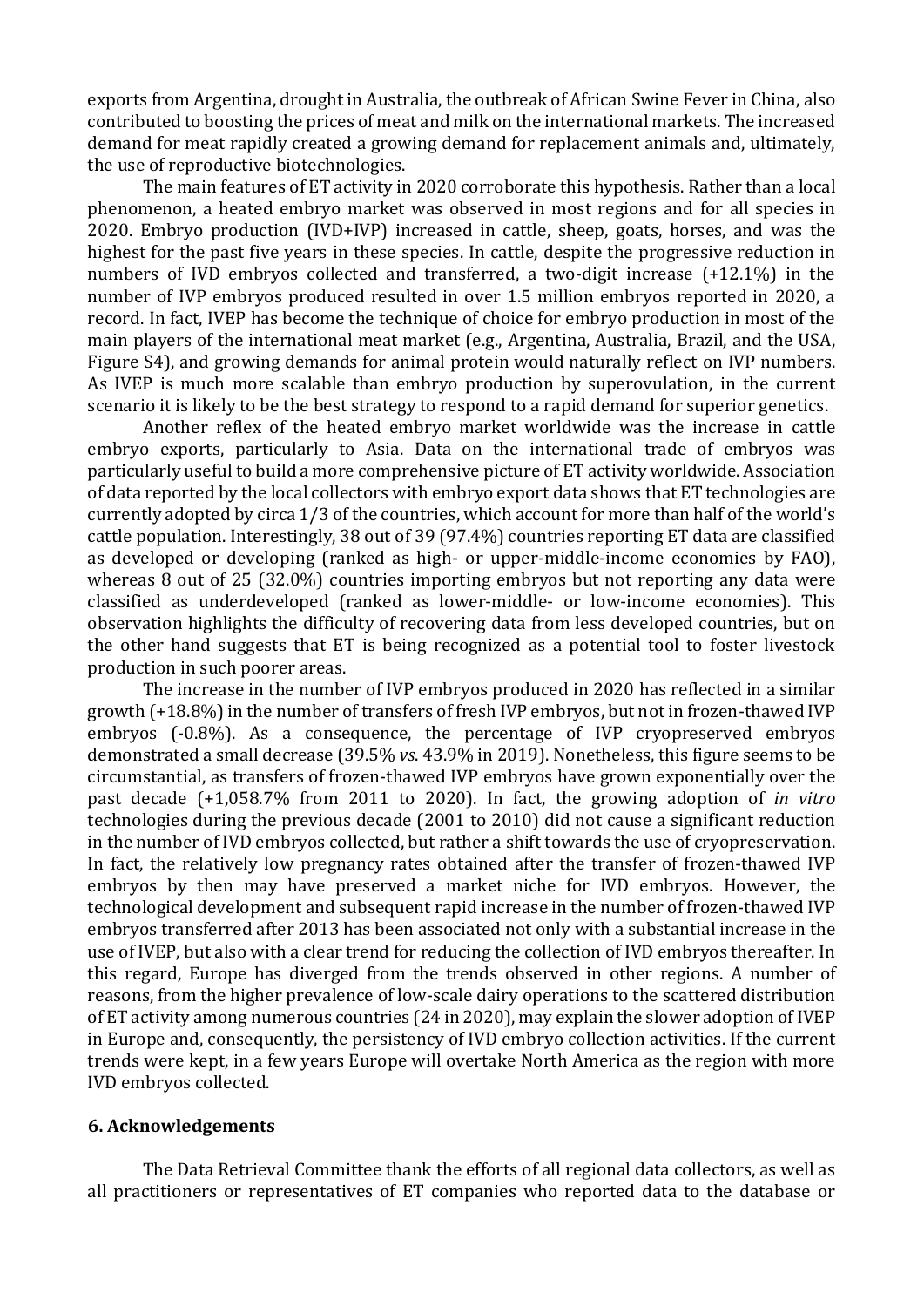exports from Argentina, drought in Australia, the outbreak of African Swine Fever in China, also contributed to boosting the prices of meat and milk on the international markets. The increased demand for meat rapidly created a growing demand for replacement animals and, ultimately, the use of reproductive biotechnologies.

The main features of ET activity in 2020 corroborate this hypothesis. Rather than a local phenomenon, a heated embryo market was observed in most regions and for all species in 2020. Embryo production (IVD+IVP) increased in cattle, sheep, goats, horses, and was the highest for the past five years in these species. In cattle, despite the progressive reduction in numbers of IVD embryos collected and transferred, a two-digit increase (+12.1%) in the number of IVP embryos produced resulted in over 1.5 million embryos reported in 2020, a record. In fact, IVEP has become the technique of choice for embryo production in most of the main players of the international meat market (e.g., Argentina, Australia, Brazil, and the USA, Figure S4), and growing demands for animal protein would naturally reflect on IVP numbers. As IVEP is much more scalable than embryo production by superovulation, in the current scenario it is likely to be the best strategy to respond to a rapid demand for superior genetics.

Another reflex of the heated embryo market worldwide was the increase in cattle embryo exports, particularly to Asia. Data on the international trade of embryos was particularly useful to build a more comprehensive picture of ET activity worldwide. Association of data reported by the local collectors with embryo export data shows that ET technologies are currently adopted by circa 1/3 of the countries, which account for more than half of the world's cattle population. Interestingly, 38 out of 39 (97.4%) countries reporting ET data are classified as developed or developing (ranked as high- or upper-middle-income economies by FAO), whereas 8 out of 25 (32.0%) countries importing embryos but not reporting any data were classified as underdeveloped (ranked as lower-middle- or low-income economies). This observation highlights the difficulty of recovering data from less developed countries, but on the other hand suggests that ET is being recognized as a potential tool to foster livestock production in such poorer areas.

The increase in the number of IVP embryos produced in 2020 has reflected in a similar growth (+18.8%) in the number of transfers of fresh IVP embryos, but not in frozen-thawed IVP embryos (-0.8%). As a consequence, the percentage of IVP cryopreserved embryos demonstrated a small decrease (39.5% *vs.* 43.9% in 2019). Nonetheless, this figure seems to be circumstantial, as transfers of frozen-thawed IVP embryos have grown exponentially over the past decade (+1,058.7% from 2011 to 2020). In fact, the growing adoption of *in vitro* technologies during the previous decade (2001 to 2010) did not cause a significant reduction in the number of IVD embryos collected, but rather a shift towards the use of cryopreservation. In fact, the relatively low pregnancy rates obtained after the transfer of frozen-thawed IVP embryos by then may have preserved a market niche for IVD embryos. However, the technological development and subsequent rapid increase in the number of frozen-thawed IVP embryos transferred after 2013 has been associated not only with a substantial increase in the use of IVEP, but also with a clear trend for reducing the collection of IVD embryos thereafter. In this regard, Europe has diverged from the trends observed in other regions. A number of reasons, from the higher prevalence of low-scale dairy operations to the scattered distribution of ET activity among numerous countries (24 in 2020), may explain the slower adoption of IVEP in Europe and, consequently, the persistency of IVD embryo collection activities. If the current trends were kept, in a few years Europe will overtake North America as the region with more IVD embryos collected.

## 6. Acknowledgements

The Data Retrieval Committee thank the efforts of all regional data collectors, as well as all practitioners or representatives of ET companies who reported data to the database or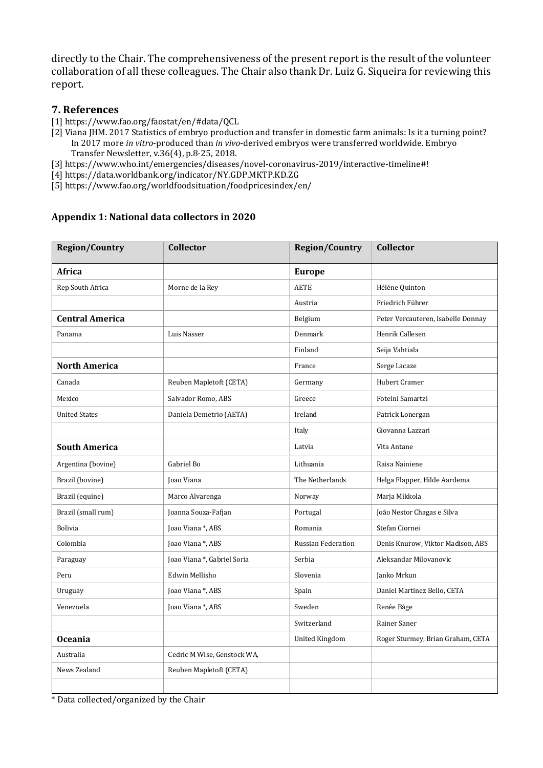directly to the Chair. The comprehensiveness of the present report is the result of the volunteer collaboration of all these colleagues. The Chair also thank Dr. Luiz G. Siqueira for reviewing this report.

## 7. References

[1] https://www.fao.org/faostat/en/#data/QCL
[2] Viana JHM. 2017 Statistics of embryo production and transfer in domestic farm animals: Is it a turning point? In 2017 more *in vitro*-produced than *in vivo*-derived embryos were transferred worldwide. Embryo Transfer Newsletter, v.36(4), p.8-25, 2018.
[3] https://www.who.int/emergencies/diseases/novel-coronavirus-2019/interactive-timeline#!
[4] https://data.worldbank.org/indicator/NY.GDP.MKTP.KD.ZG
[5] https://www.fao.org/worldfoodsituation/foodpricesindex/en/

### Appendix 1: National data collectors in 2020

| Region/Country | Collector | Region/Country | Collector |
|---|---|---|---|
| **Africa** | | **Europe** | |
| Rep South Africa | Morne de la Rey | AETE | Héléne Quinton |
| | | Austria | Friedrich Führer |
| **Central America** | | Belgium | Peter Vercauteren, Isabelle Donnay |
| Panama | Luis Nasser | Denmark | Henrik Callesen |
| | | Finland | Seija Vahtiala |
| **North America** | | France | Serge Lacaze |
| Canada | Reuben Mapletoft (CETA) | Germany | Hubert Cramer |
| Mexico | Salvador Romo, ABS | Greece | Foteini Samartzi |
| United States | Daniela Demetrio (AETA) | Ireland | Patrick Lonergan |
| | | Italy | Giovanna Lazzari |
| **South America** | | Latvia | Vita Antane |
| Argentina (bovine) | Gabriel Bo | Lithuania | Raisa Nainiene |
| Brazil (bovine) | Joao Viana | The Netherlands | Helga Flapper, Hilde Aardema |
| Brazil (equine) | Marco Alvarenga | Norway | Marja Mikkola |
| Brazil (small rum) | Joanna Souza-Fafjan | Portugal | João Nestor Chagas e Silva |
| Bolivia | Joao Viana *, ABS | Romania | Stefan Ciornei |
| Colombia | Joao Viana *, ABS | Russian Federation | Denis Knurow, Viktor Madison, ABS |
| Paraguay | Joao Viana *, Gabriel Soria | Serbia | Aleksandar Milovanovic |
| Peru | Edwin Mellisho | Slovenia | Janko Mrkun |
| Uruguay | Joao Viana *, ABS | Spain | Daniel Martinez Bello, CETA |
| Venezuela | Joao Viana *, ABS | Sweden | Renée Båge |
| | | Switzerland | Rainer Saner |
| **Oceania** | | United Kingdom | Roger Sturmey, Brian Graham, CETA |
| Australia | Cedric M Wise, Genstock WA, | | |
| News Zealand | Reuben Mapletoft (CETA) | | |
| | | | |

* Data collected/organized by the Chair